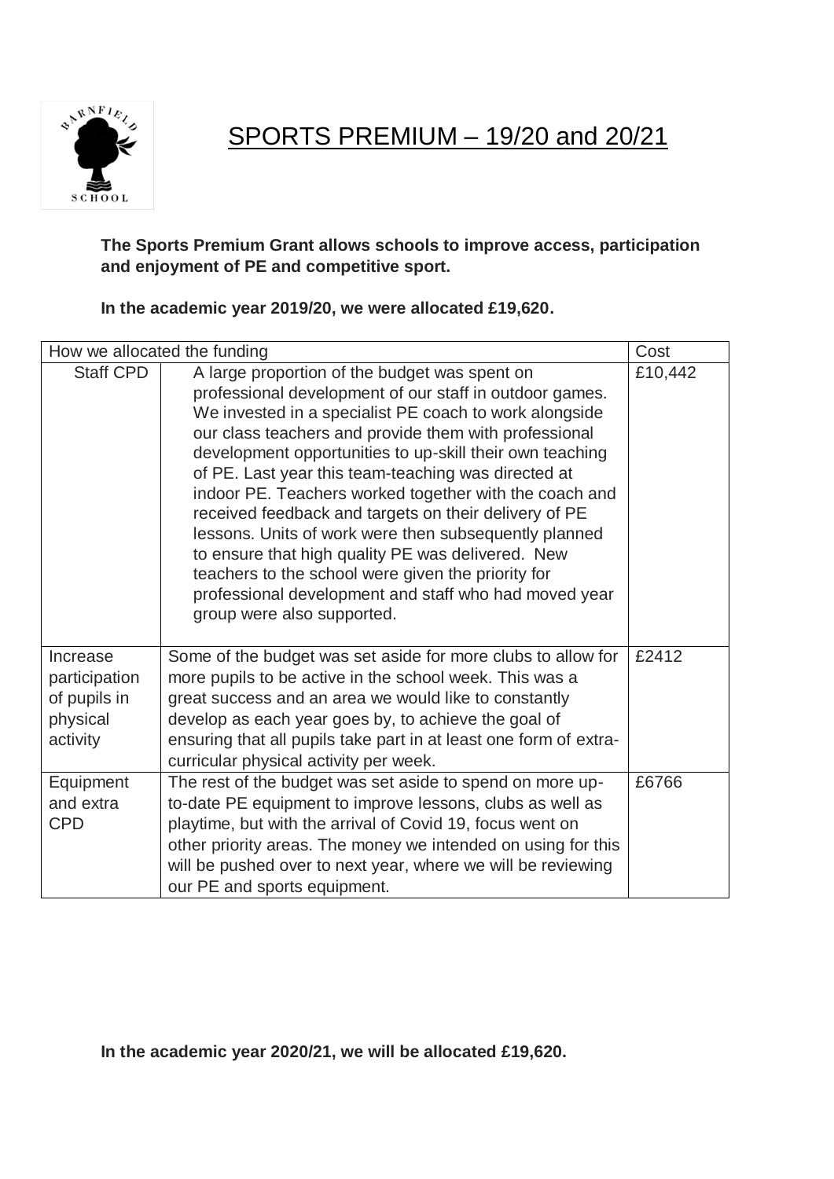# SPORTS PREMIUM – 19/20 and 20/21

**The Sports Premium Grant allows schools to improve access, participation and enjoyment of PE and competitive sport.**

**In the academic year 2019/20, we were allocated £19,620.**

| How we allocated the funding | | Cost |
|---|---|---|
| Staff CPD | A large proportion of the budget was spent on professional development of our staff in outdoor games. We invested in a specialist PE coach to work alongside our class teachers and provide them with professional development opportunities to up-skill their own teaching of PE. Last year this team-teaching was directed at indoor PE. Teachers worked together with the coach and received feedback and targets on their delivery of PE lessons. Units of work were then subsequently planned to ensure that high quality PE was delivered. New teachers to the school were given the priority for professional development and staff who had moved year group were also supported. | £10,442 |
| Increase participation of pupils in physical activity | Some of the budget was set aside for more clubs to allow for more pupils to be active in the school week. This was a great success and an area we would like to constantly develop as each year goes by, to achieve the goal of ensuring that all pupils take part in at least one form of extra-curricular physical activity per week. | £2412 |
| Equipment and extra CPD | The rest of the budget was set aside to spend on more up-to-date PE equipment to improve lessons, clubs as well as playtime, but with the arrival of Covid 19, focus went on other priority areas. The money we intended on using for this will be pushed over to next year, where we will be reviewing our PE and sports equipment. | £6766 |

**In the academic year 2020/21, we will be allocated £19,620.**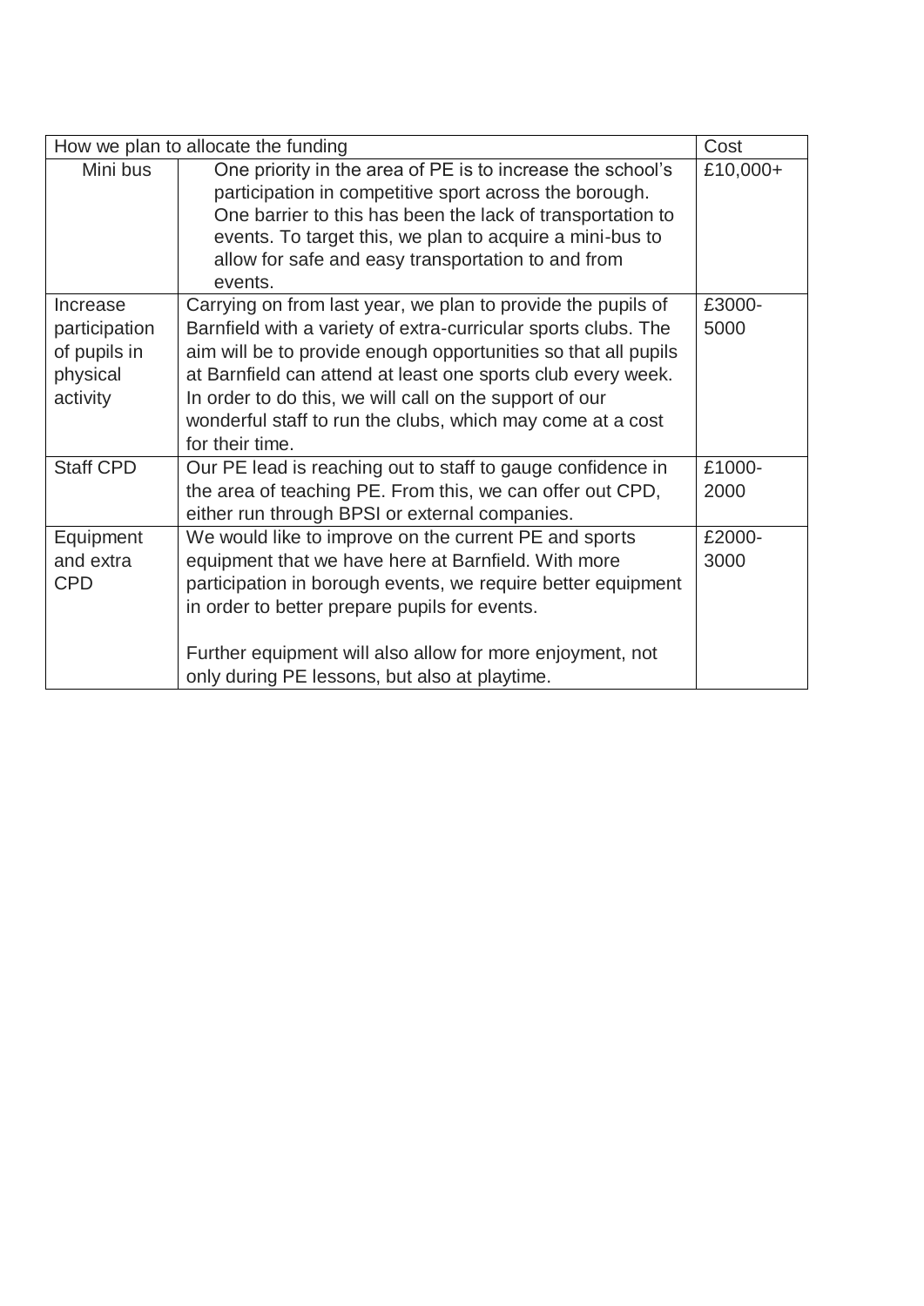| How we plan to allocate the funding | | Cost |
|---|---|---|
| Mini bus | One priority in the area of PE is to increase the school's participation in competitive sport across the borough. One barrier to this has been the lack of transportation to events. To target this, we plan to acquire a mini-bus to allow for safe and easy transportation to and from events. | £10,000+ |
| Increase participation of pupils in physical activity | Carrying on from last year, we plan to provide the pupils of Barnfield with a variety of extra-curricular sports clubs. The aim will be to provide enough opportunities so that all pupils at Barnfield can attend at least one sports club every week. In order to do this, we will call on the support of our wonderful staff to run the clubs, which may come at a cost for their time. | £3000-5000 |
| Staff CPD | Our PE lead is reaching out to staff to gauge confidence in the area of teaching PE. From this, we can offer out CPD, either run through BPSI or external companies. | £1000-2000 |
| Equipment and extra CPD | We would like to improve on the current PE and sports equipment that we have here at Barnfield. With more participation in borough events, we require better equipment in order to better prepare pupils for events.<br><br>Further equipment will also allow for more enjoyment, not only during PE lessons, but also at playtime. | £2000-3000 |